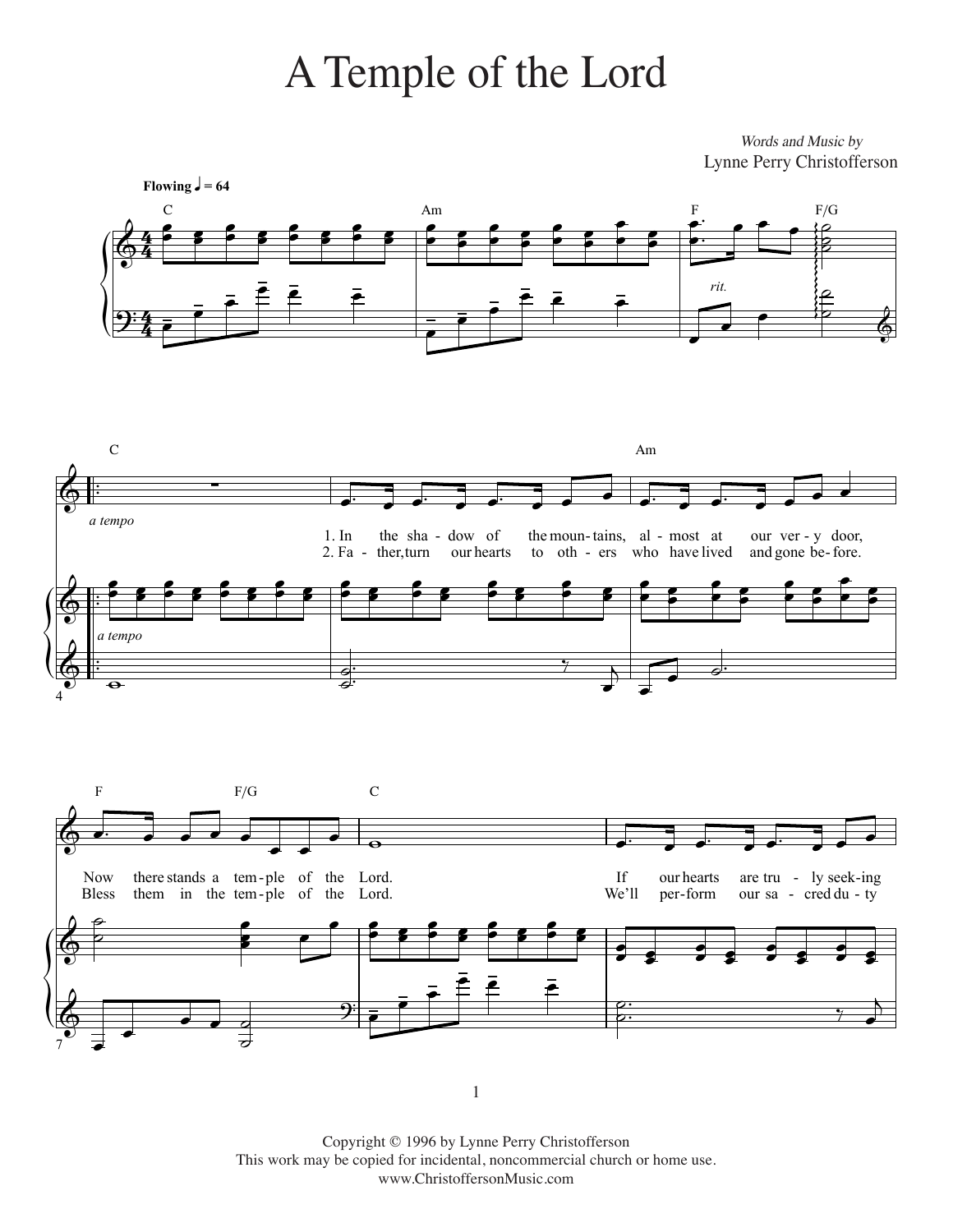# A Temple of the Lord

*Words and Music by*
Lynne Perry Christofferson

**Flowing** ♩ = 64

C | Am | F | F/G

*rit.*

C | Am

*a tempo*

1. In the sha - dow of the moun - tains, al - most at our ver - y door,
2. Fa - ther, turn our hearts to oth - ers who have lived and gone be - fore.

F | F/G | C

Now there stands a tem - ple of the Lord. If our hearts are tru - ly seek - ing
Bless them in the tem - ple of the Lord. We'll per - form our sa - cred du - ty

Copyright © 1996 by Lynne Perry Christofferson
This work may be copied for incidental, noncommercial church or home use.
www.ChristoffersonMusic.com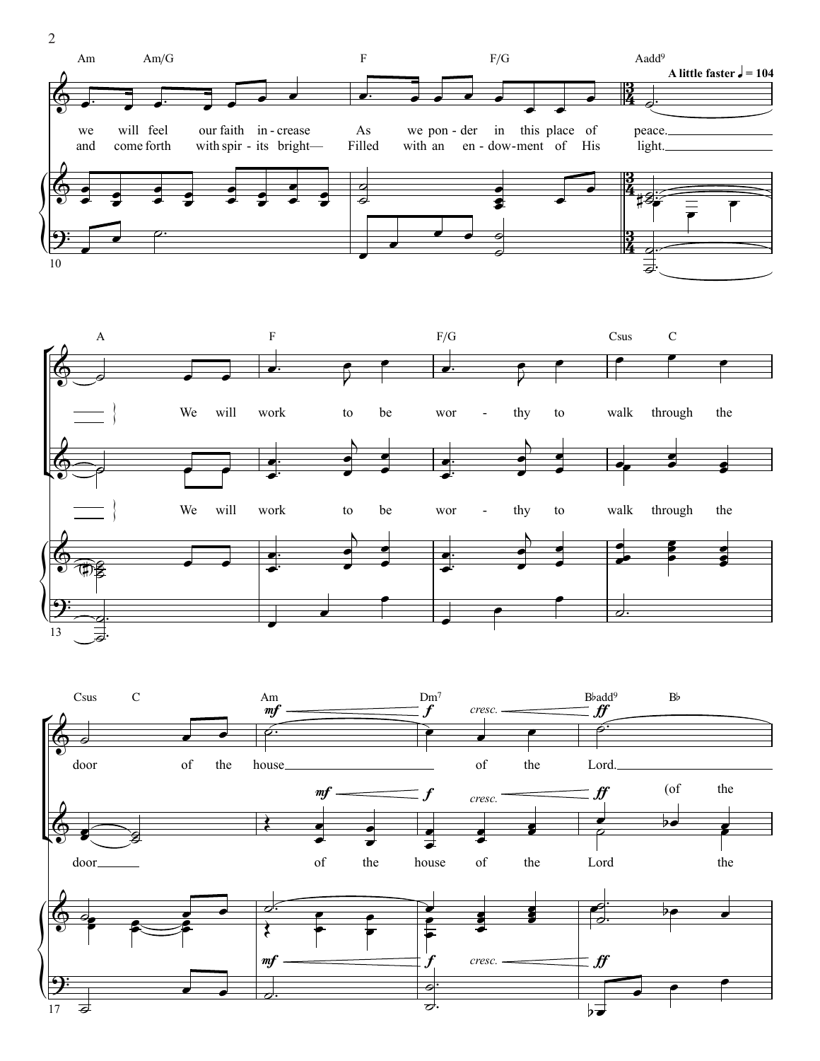Am Am/G F F/G Aadd9

**A little faster** ♩ = 104

we will feel our faith in-crease As we pon-der in this place of peace.

and come forth with spir-its bright— Filled with an en-dow-ment of His light.

A F F/G Csus C

We will work to be wor-thy to walk through the

We will work to be wor-thy to walk through the

Csus C Am Dm7 B♭add9 B♭

*mf* *f* *cresc.* *ff*

door of the house of the Lord.

*mf* *f* *cresc.* *ff* (of the

door of the house of the Lord the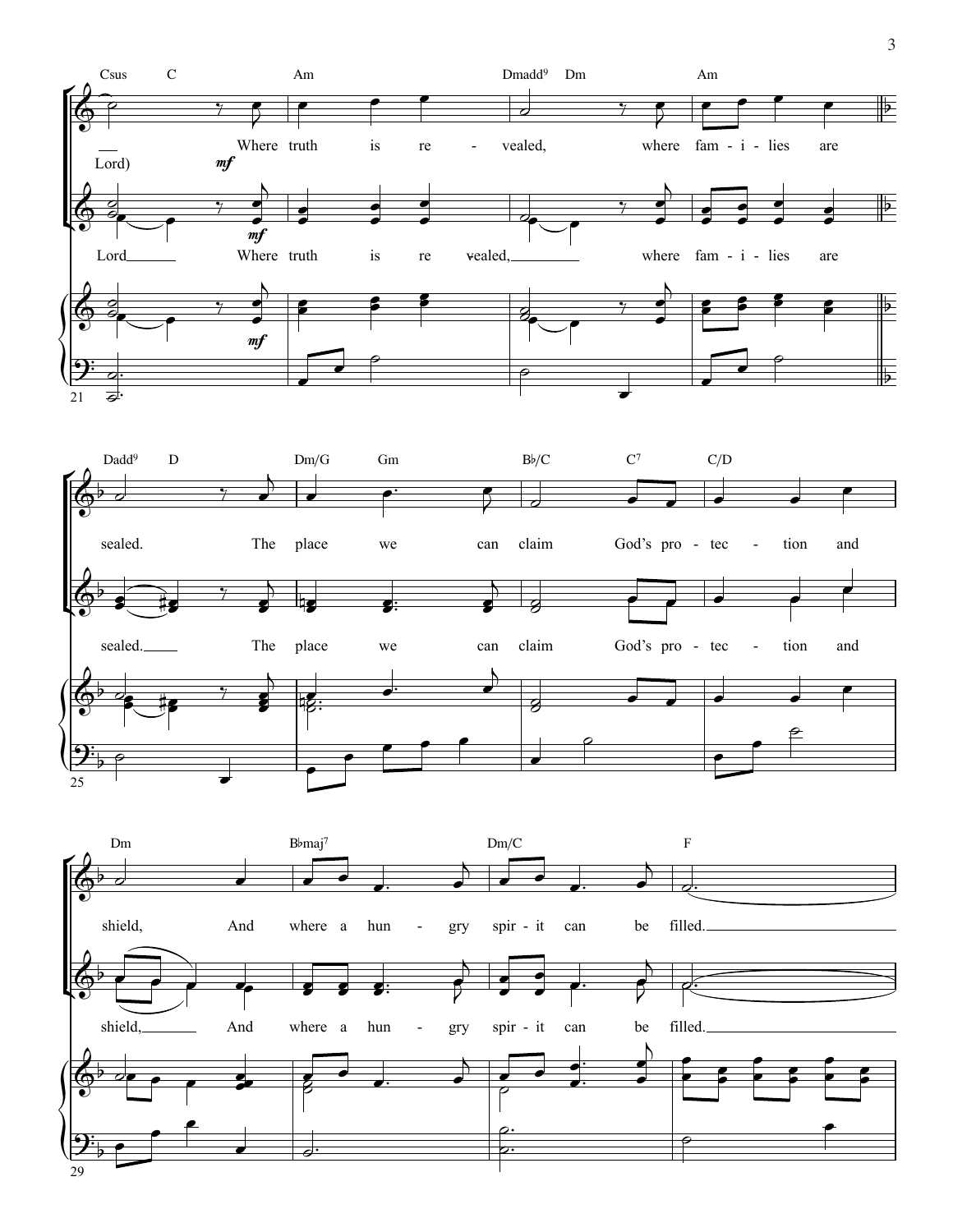Csus C Am Dmadd9 Dm Am

Lord) Where truth is re - vealed, where fam - i - lies are

*mf*

Lord Where truth is re vealed, where fam - i - lies are

21

Dadd9 D Dm/G Gm B♭/C C7 C/D

sealed. The place we can claim God's pro - tec - tion and

sealed. The place we can claim God's pro - tec - tion and

25

Dm B♭maj7 Dm/C F

shield, And where a hun - gry spir - it can be filled.

shield, And where a hun - gry spir - it can be filled.

29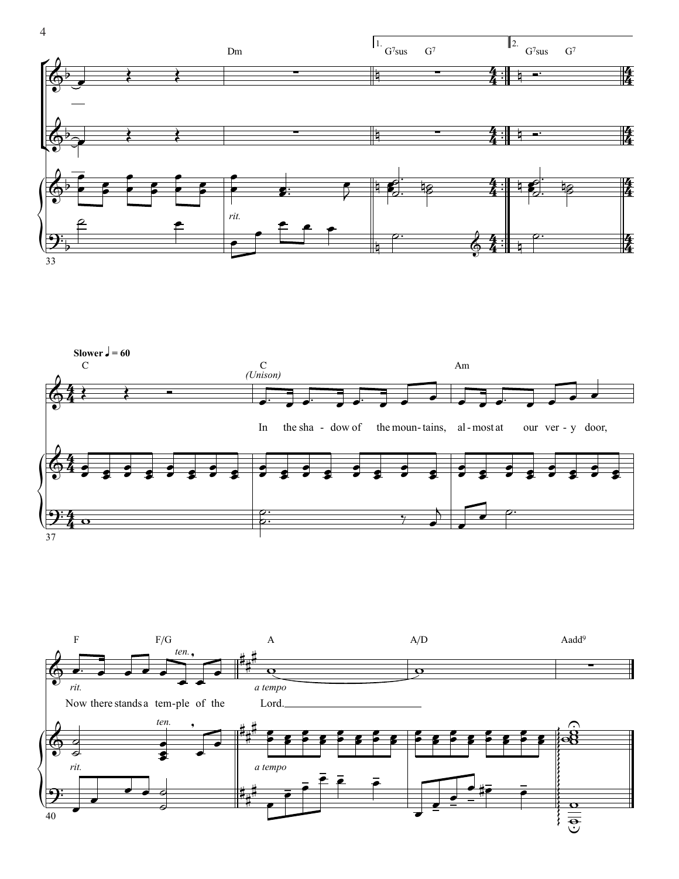Dm

1. G7sus G7

2. G7sus G7

*rit.*

33

**Slower ♩ = 60**

C

C *(Unison)*

Am

In the sha - dow of the moun - tains, al - most at our ver - y door,

37

F F/G *ten.* A A/D Aadd9

*rit.* *a tempo*

Now there stands a tem - ple of the Lord.

40